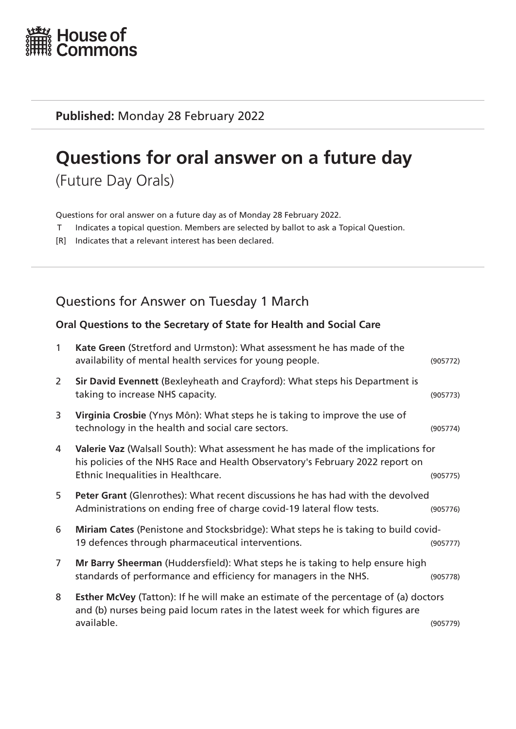House of Commons

**Published:** Monday 28 February 2022

# Questions for oral answer on a future day

(Future Day Orals)

Questions for oral answer on a future day as of Monday 28 February 2022.

T Indicates a topical question. Members are selected by ballot to ask a Topical Question.

[R] Indicates that a relevant interest has been declared.

## Questions for Answer on Tuesday 1 March

### Oral Questions to the Secretary of State for Health and Social Care

1 **Kate Green** (Stretford and Urmston): What assessment he has made of the availability of mental health services for young people. (905772)

2 **Sir David Evennett** (Bexleyheath and Crayford): What steps his Department is taking to increase NHS capacity. (905773)

3 **Virginia Crosbie** (Ynys Môn): What steps he is taking to improve the use of technology in the health and social care sectors. (905774)

4 **Valerie Vaz** (Walsall South): What assessment he has made of the implications for his policies of the NHS Race and Health Observatory's February 2022 report on Ethnic Inequalities in Healthcare. (905775)

5 **Peter Grant** (Glenrothes): What recent discussions he has had with the devolved Administrations on ending free of charge covid-19 lateral flow tests. (905776)

6 **Miriam Cates** (Penistone and Stocksbridge): What steps he is taking to build covid-19 defences through pharmaceutical interventions. (905777)

7 **Mr Barry Sheerman** (Huddersfield): What steps he is taking to help ensure high standards of performance and efficiency for managers in the NHS. (905778)

8 **Esther McVey** (Tatton): If he will make an estimate of the percentage of (a) doctors and (b) nurses being paid locum rates in the latest week for which figures are available. (905779)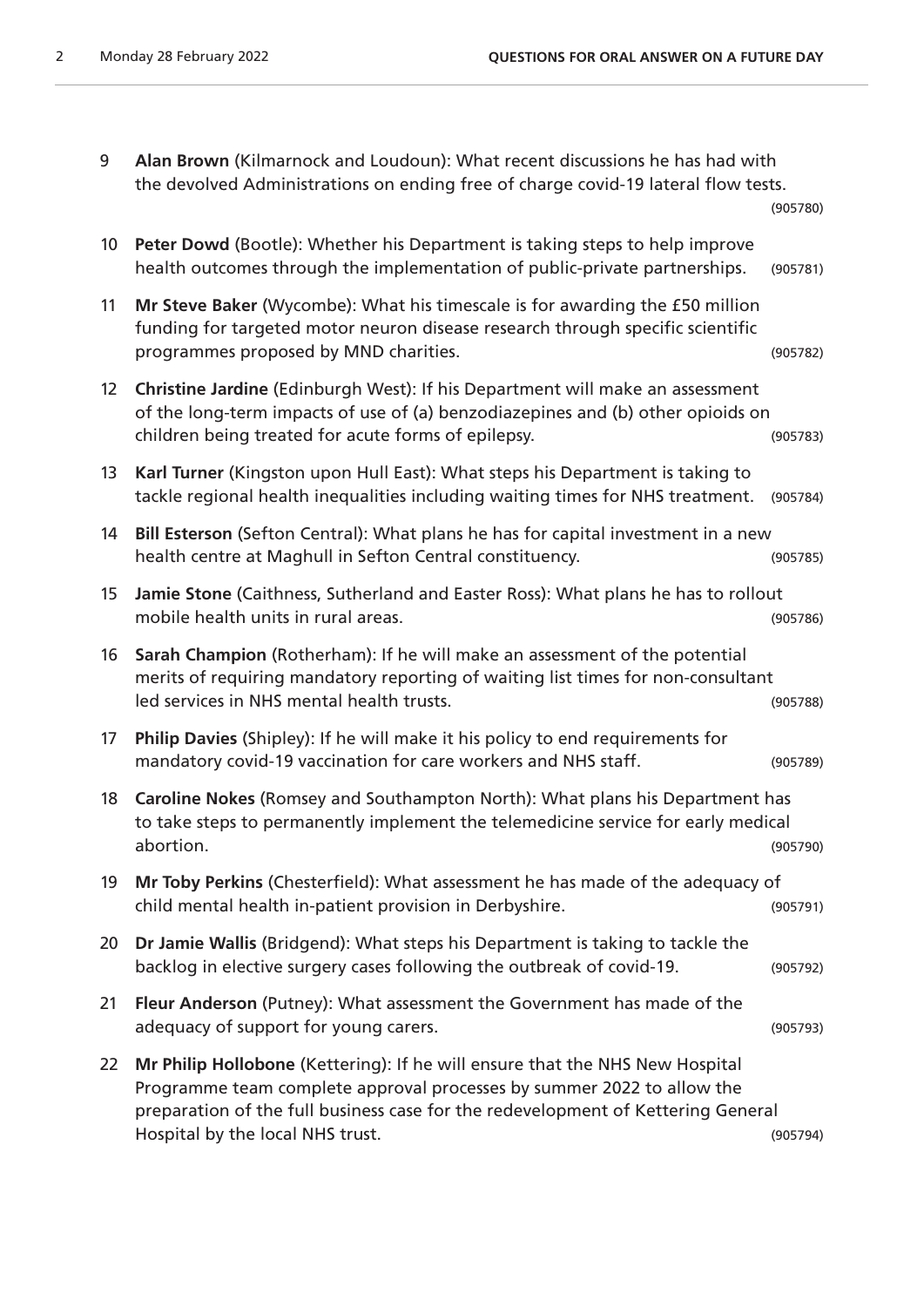9 **Alan Brown** (Kilmarnock and Loudoun): What recent discussions he has had with the devolved Administrations on ending free of charge covid-19 lateral flow tests. (905780)

10 **Peter Dowd** (Bootle): Whether his Department is taking steps to help improve health outcomes through the implementation of public-private partnerships. (905781)

11 **Mr Steve Baker** (Wycombe): What his timescale is for awarding the £50 million funding for targeted motor neuron disease research through specific scientific programmes proposed by MND charities. (905782)

12 **Christine Jardine** (Edinburgh West): If his Department will make an assessment of the long-term impacts of use of (a) benzodiazepines and (b) other opioids on children being treated for acute forms of epilepsy. (905783)

13 **Karl Turner** (Kingston upon Hull East): What steps his Department is taking to tackle regional health inequalities including waiting times for NHS treatment. (905784)

14 **Bill Esterson** (Sefton Central): What plans he has for capital investment in a new health centre at Maghull in Sefton Central constituency. (905785)

15 **Jamie Stone** (Caithness, Sutherland and Easter Ross): What plans he has to rollout mobile health units in rural areas. (905786)

16 **Sarah Champion** (Rotherham): If he will make an assessment of the potential merits of requiring mandatory reporting of waiting list times for non-consultant led services in NHS mental health trusts. (905788)

17 **Philip Davies** (Shipley): If he will make it his policy to end requirements for mandatory covid-19 vaccination for care workers and NHS staff. (905789)

18 **Caroline Nokes** (Romsey and Southampton North): What plans his Department has to take steps to permanently implement the telemedicine service for early medical abortion. (905790)

19 **Mr Toby Perkins** (Chesterfield): What assessment he has made of the adequacy of child mental health in-patient provision in Derbyshire. (905791)

20 **Dr Jamie Wallis** (Bridgend): What steps his Department is taking to tackle the backlog in elective surgery cases following the outbreak of covid-19. (905792)

21 **Fleur Anderson** (Putney): What assessment the Government has made of the adequacy of support for young carers. (905793)

22 **Mr Philip Hollobone** (Kettering): If he will ensure that the NHS New Hospital Programme team complete approval processes by summer 2022 to allow the preparation of the full business case for the redevelopment of Kettering General Hospital by the local NHS trust. (905794)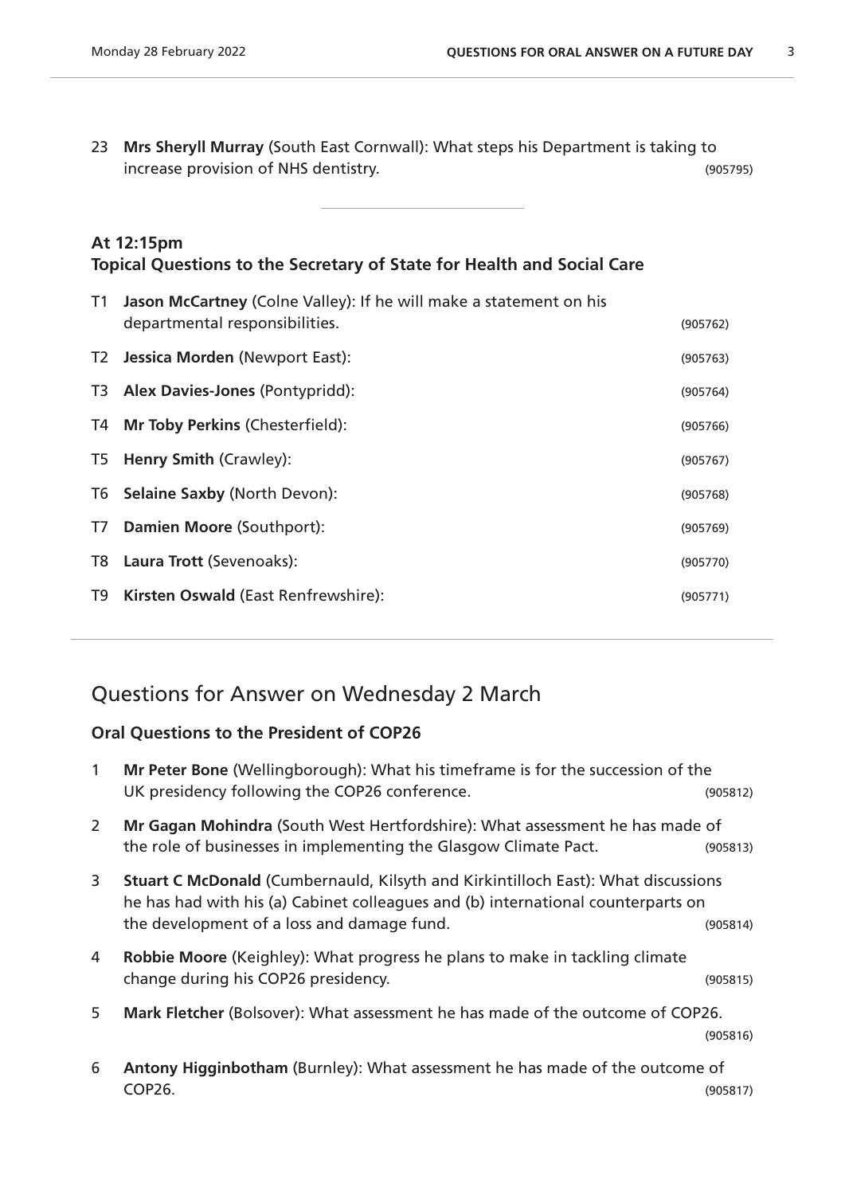23 **Mrs Sheryll Murray** (South East Cornwall): What steps his Department is taking to increase provision of NHS dentistry. (905795)

---

### At 12:15pm
### Topical Questions to the Secretary of State for Health and Social Care

T1 **Jason McCartney** (Colne Valley): If he will make a statement on his departmental responsibilities. (905762)

T2 **Jessica Morden** (Newport East): (905763)

T3 **Alex Davies-Jones** (Pontypridd): (905764)

T4 **Mr Toby Perkins** (Chesterfield): (905766)

T5 **Henry Smith** (Crawley): (905767)

T6 **Selaine Saxby** (North Devon): (905768)

T7 **Damien Moore** (Southport): (905769)

T8 **Laura Trott** (Sevenoaks): (905770)

T9 **Kirsten Oswald** (East Renfrewshire): (905771)

---

## Questions for Answer on Wednesday 2 March

### Oral Questions to the President of COP26

1 **Mr Peter Bone** (Wellingborough): What his timeframe is for the succession of the UK presidency following the COP26 conference. (905812)

2 **Mr Gagan Mohindra** (South West Hertfordshire): What assessment he has made of the role of businesses in implementing the Glasgow Climate Pact. (905813)

3 **Stuart C McDonald** (Cumbernauld, Kilsyth and Kirkintilloch East): What discussions he has had with his (a) Cabinet colleagues and (b) international counterparts on the development of a loss and damage fund. (905814)

4 **Robbie Moore** (Keighley): What progress he plans to make in tackling climate change during his COP26 presidency. (905815)

5 **Mark Fletcher** (Bolsover): What assessment he has made of the outcome of COP26. (905816)

6 **Antony Higginbotham** (Burnley): What assessment he has made of the outcome of COP26. (905817)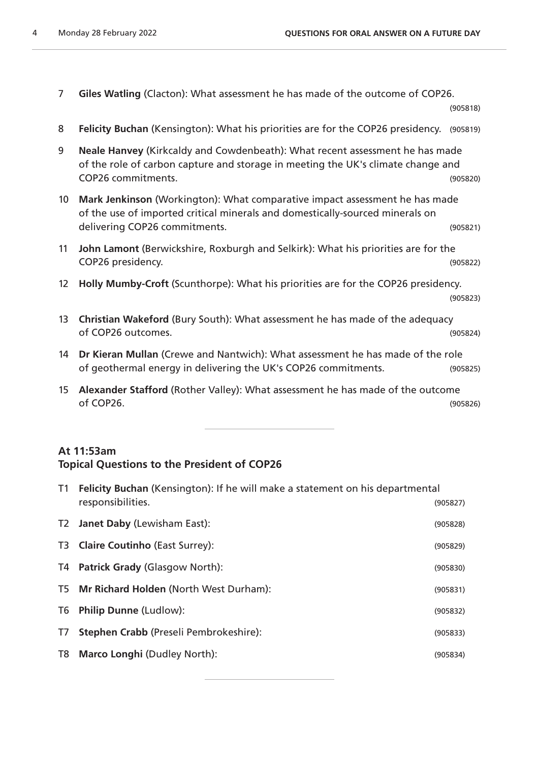7 **Giles Watling** (Clacton): What assessment he has made of the outcome of COP26. (905818)

8 **Felicity Buchan** (Kensington): What his priorities are for the COP26 presidency. (905819)

9 **Neale Hanvey** (Kirkcaldy and Cowdenbeath): What recent assessment he has made of the role of carbon capture and storage in meeting the UK's climate change and COP26 commitments. (905820)

10 **Mark Jenkinson** (Workington): What comparative impact assessment he has made of the use of imported critical minerals and domestically-sourced minerals on delivering COP26 commitments. (905821)

11 **John Lamont** (Berwickshire, Roxburgh and Selkirk): What his priorities are for the COP26 presidency. (905822)

12 **Holly Mumby-Croft** (Scunthorpe): What his priorities are for the COP26 presidency. (905823)

13 **Christian Wakeford** (Bury South): What assessment he has made of the adequacy of COP26 outcomes. (905824)

14 **Dr Kieran Mullan** (Crewe and Nantwich): What assessment he has made of the role of geothermal energy in delivering the UK's COP26 commitments. (905825)

15 **Alexander Stafford** (Rother Valley): What assessment he has made of the outcome of COP26. (905826)

---

### At 11:53am
### Topical Questions to the President of COP26

T1 **Felicity Buchan** (Kensington): If he will make a statement on his departmental responsibilities. (905827)

T2 **Janet Daby** (Lewisham East): (905828)

T3 **Claire Coutinho** (East Surrey): (905829)

T4 **Patrick Grady** (Glasgow North): (905830)

T5 **Mr Richard Holden** (North West Durham): (905831)

T6 **Philip Dunne** (Ludlow): (905832)

T7 **Stephen Crabb** (Preseli Pembrokeshire): (905833)

T8 **Marco Longhi** (Dudley North): (905834)

---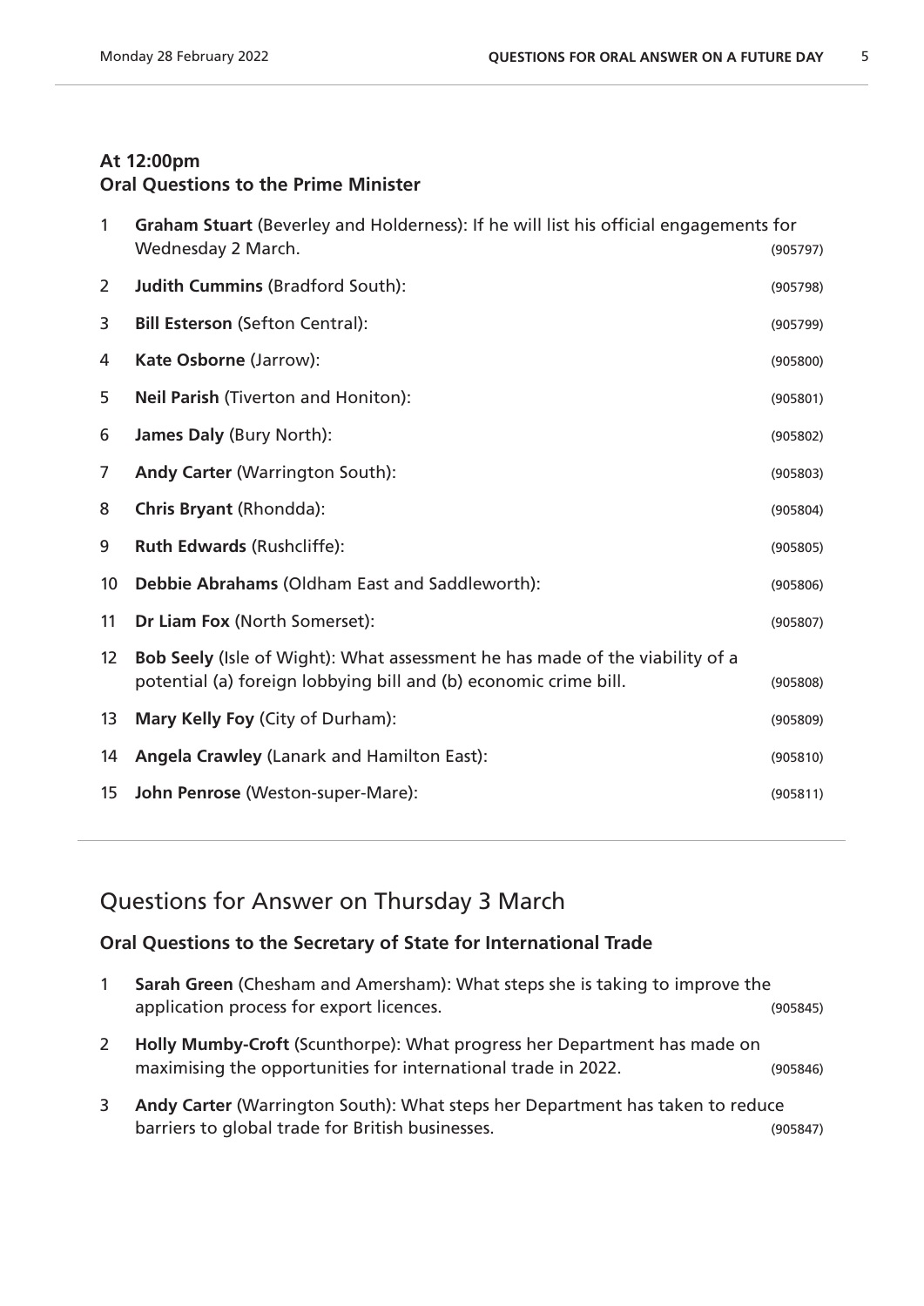**At 12:00pm**
**Oral Questions to the Prime Minister**

1 **Graham Stuart** (Beverley and Holderness): If he will list his official engagements for Wednesday 2 March. (905797)

2 **Judith Cummins** (Bradford South): (905798)

3 **Bill Esterson** (Sefton Central): (905799)

4 **Kate Osborne** (Jarrow): (905800)

5 **Neil Parish** (Tiverton and Honiton): (905801)

6 **James Daly** (Bury North): (905802)

7 **Andy Carter** (Warrington South): (905803)

8 **Chris Bryant** (Rhondda): (905804)

9 **Ruth Edwards** (Rushcliffe): (905805)

10 **Debbie Abrahams** (Oldham East and Saddleworth): (905806)

11 **Dr Liam Fox** (North Somerset): (905807)

12 **Bob Seely** (Isle of Wight): What assessment he has made of the viability of a potential (a) foreign lobbying bill and (b) economic crime bill. (905808)

13 **Mary Kelly Foy** (City of Durham): (905809)

14 **Angela Crawley** (Lanark and Hamilton East): (905810)

15 **John Penrose** (Weston-super-Mare): (905811)

## Questions for Answer on Thursday 3 March

### Oral Questions to the Secretary of State for International Trade

1 **Sarah Green** (Chesham and Amersham): What steps she is taking to improve the application process for export licences. (905845)

2 **Holly Mumby-Croft** (Scunthorpe): What progress her Department has made on maximising the opportunities for international trade in 2022. (905846)

3 **Andy Carter** (Warrington South): What steps her Department has taken to reduce barriers to global trade for British businesses. (905847)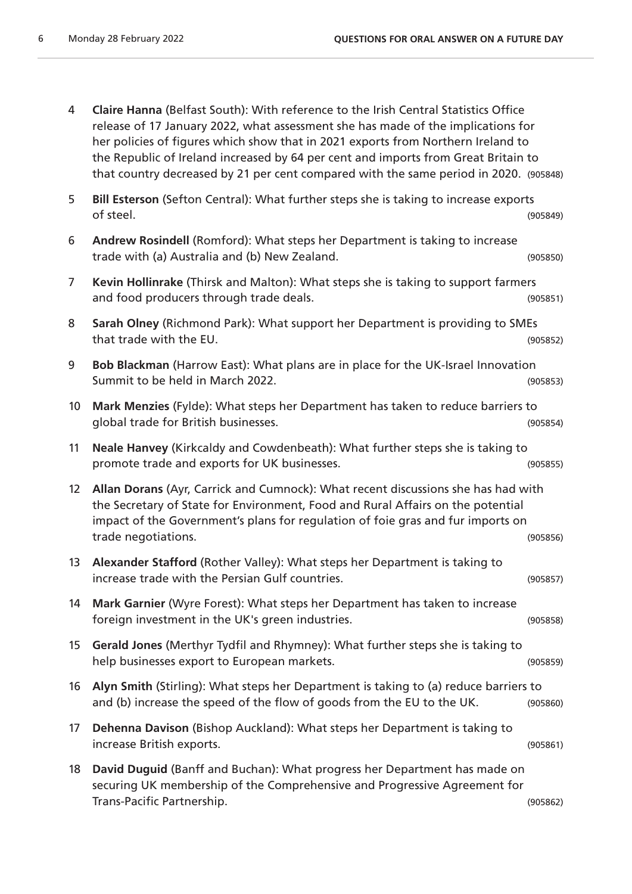4 **Claire Hanna** (Belfast South): With reference to the Irish Central Statistics Office release of 17 January 2022, what assessment she has made of the implications for her policies of figures which show that in 2021 exports from Northern Ireland to the Republic of Ireland increased by 64 per cent and imports from Great Britain to that country decreased by 21 per cent compared with the same period in 2020. (905848)

5 **Bill Esterson** (Sefton Central): What further steps she is taking to increase exports of steel. (905849)

6 **Andrew Rosindell** (Romford): What steps her Department is taking to increase trade with (a) Australia and (b) New Zealand. (905850)

7 **Kevin Hollinrake** (Thirsk and Malton): What steps she is taking to support farmers and food producers through trade deals. (905851)

8 **Sarah Olney** (Richmond Park): What support her Department is providing to SMEs that trade with the EU. (905852)

9 **Bob Blackman** (Harrow East): What plans are in place for the UK-Israel Innovation Summit to be held in March 2022. (905853)

10 **Mark Menzies** (Fylde): What steps her Department has taken to reduce barriers to global trade for British businesses. (905854)

11 **Neale Hanvey** (Kirkcaldy and Cowdenbeath): What further steps she is taking to promote trade and exports for UK businesses. (905855)

12 **Allan Dorans** (Ayr, Carrick and Cumnock): What recent discussions she has had with the Secretary of State for Environment, Food and Rural Affairs on the potential impact of the Government's plans for regulation of foie gras and fur imports on trade negotiations. (905856)

13 **Alexander Stafford** (Rother Valley): What steps her Department is taking to increase trade with the Persian Gulf countries. (905857)

14 **Mark Garnier** (Wyre Forest): What steps her Department has taken to increase foreign investment in the UK's green industries. (905858)

15 **Gerald Jones** (Merthyr Tydfil and Rhymney): What further steps she is taking to help businesses export to European markets. (905859)

16 **Alyn Smith** (Stirling): What steps her Department is taking to (a) reduce barriers to and (b) increase the speed of the flow of goods from the EU to the UK. (905860)

17 **Dehenna Davison** (Bishop Auckland): What steps her Department is taking to increase British exports. (905861)

18 **David Duguid** (Banff and Buchan): What progress her Department has made on securing UK membership of the Comprehensive and Progressive Agreement for Trans-Pacific Partnership. (905862)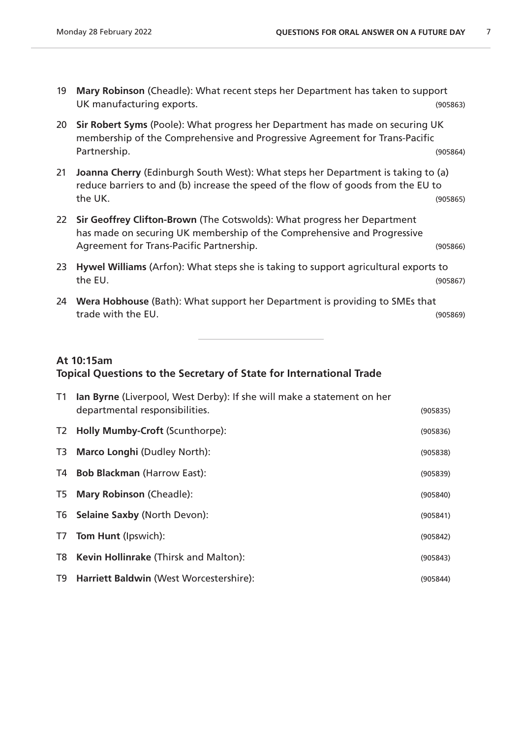19 **Mary Robinson** (Cheadle): What recent steps her Department has taken to support UK manufacturing exports. (905863)

20 **Sir Robert Syms** (Poole): What progress her Department has made on securing UK membership of the Comprehensive and Progressive Agreement for Trans-Pacific Partnership. (905864)

21 **Joanna Cherry** (Edinburgh South West): What steps her Department is taking to (a) reduce barriers to and (b) increase the speed of the flow of goods from the EU to the UK. (905865)

22 **Sir Geoffrey Clifton-Brown** (The Cotswolds): What progress her Department has made on securing UK membership of the Comprehensive and Progressive Agreement for Trans-Pacific Partnership. (905866)

23 **Hywel Williams** (Arfon): What steps she is taking to support agricultural exports to the EU. (905867)

24 **Wera Hobhouse** (Bath): What support her Department is providing to SMEs that trade with the EU. (905869)

---

## At 10:15am
## Topical Questions to the Secretary of State for International Trade

T1 **Ian Byrne** (Liverpool, West Derby): If she will make a statement on her departmental responsibilities. (905835)

T2 **Holly Mumby-Croft** (Scunthorpe): (905836)

T3 **Marco Longhi** (Dudley North): (905838)

T4 **Bob Blackman** (Harrow East): (905839)

T5 **Mary Robinson** (Cheadle): (905840)

T6 **Selaine Saxby** (North Devon): (905841)

T7 **Tom Hunt** (Ipswich): (905842)

T8 **Kevin Hollinrake** (Thirsk and Malton): (905843)

T9 **Harriett Baldwin** (West Worcestershire): (905844)